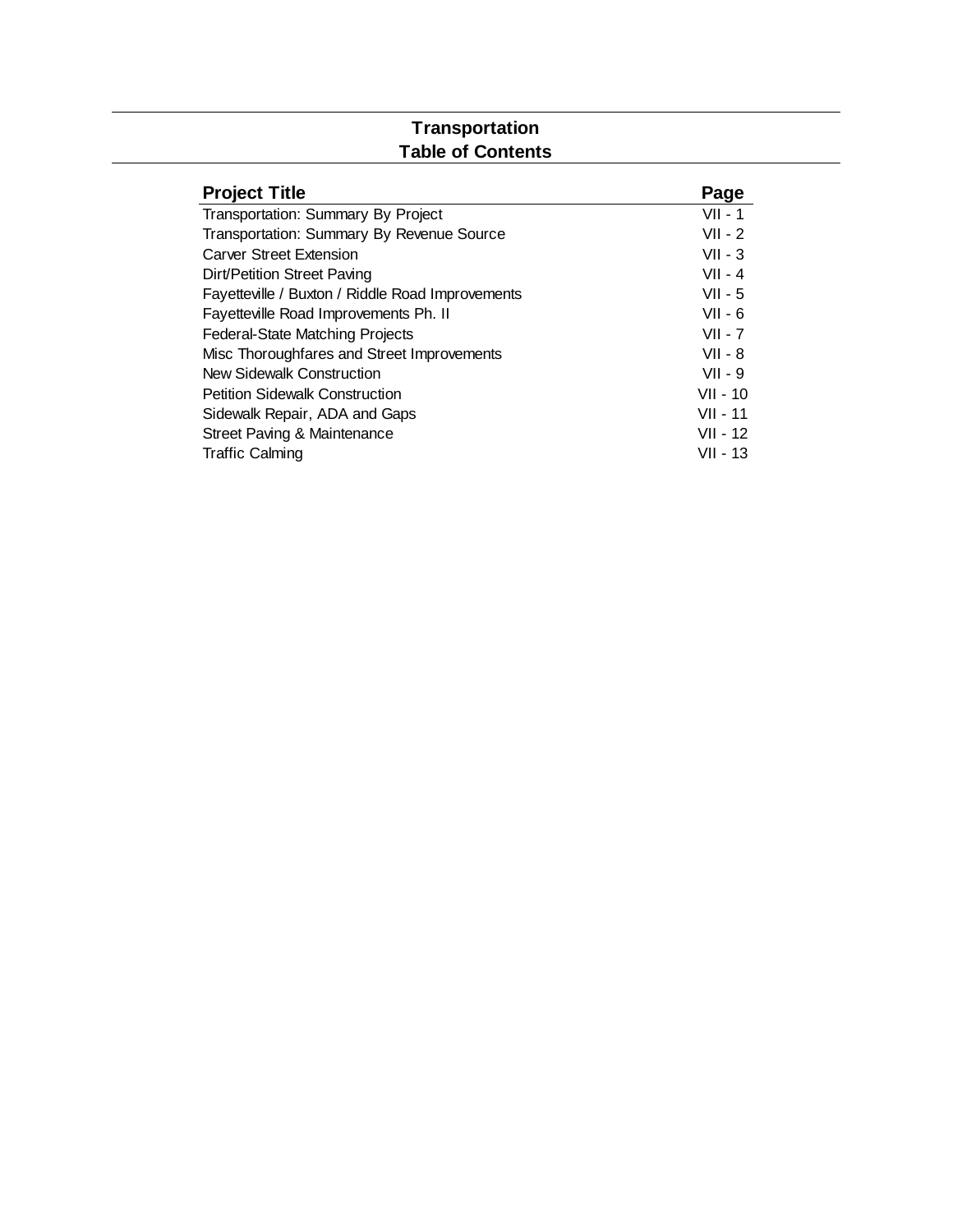# Transportation
## Table of Contents

| Project Title | Page |
|---|---|
| Transportation: Summary By Project | VII - 1 |
| Transportation: Summary By Revenue Source | VII - 2 |
| Carver Street Extension | VII - 3 |
| Dirt/Petition Street Paving | VII - 4 |
| Fayetteville / Buxton / Riddle Road Improvements | VII - 5 |
| Fayetteville Road Improvements Ph. II | VII - 6 |
| Federal-State Matching Projects | VII - 7 |
| Misc Thoroughfares and Street Improvements | VII - 8 |
| New Sidewalk Construction | VII - 9 |
| Petition Sidewalk Construction | VII - 10 |
| Sidewalk Repair, ADA and Gaps | VII - 11 |
| Street Paving & Maintenance | VII - 12 |
| Traffic Calming | VII - 13 |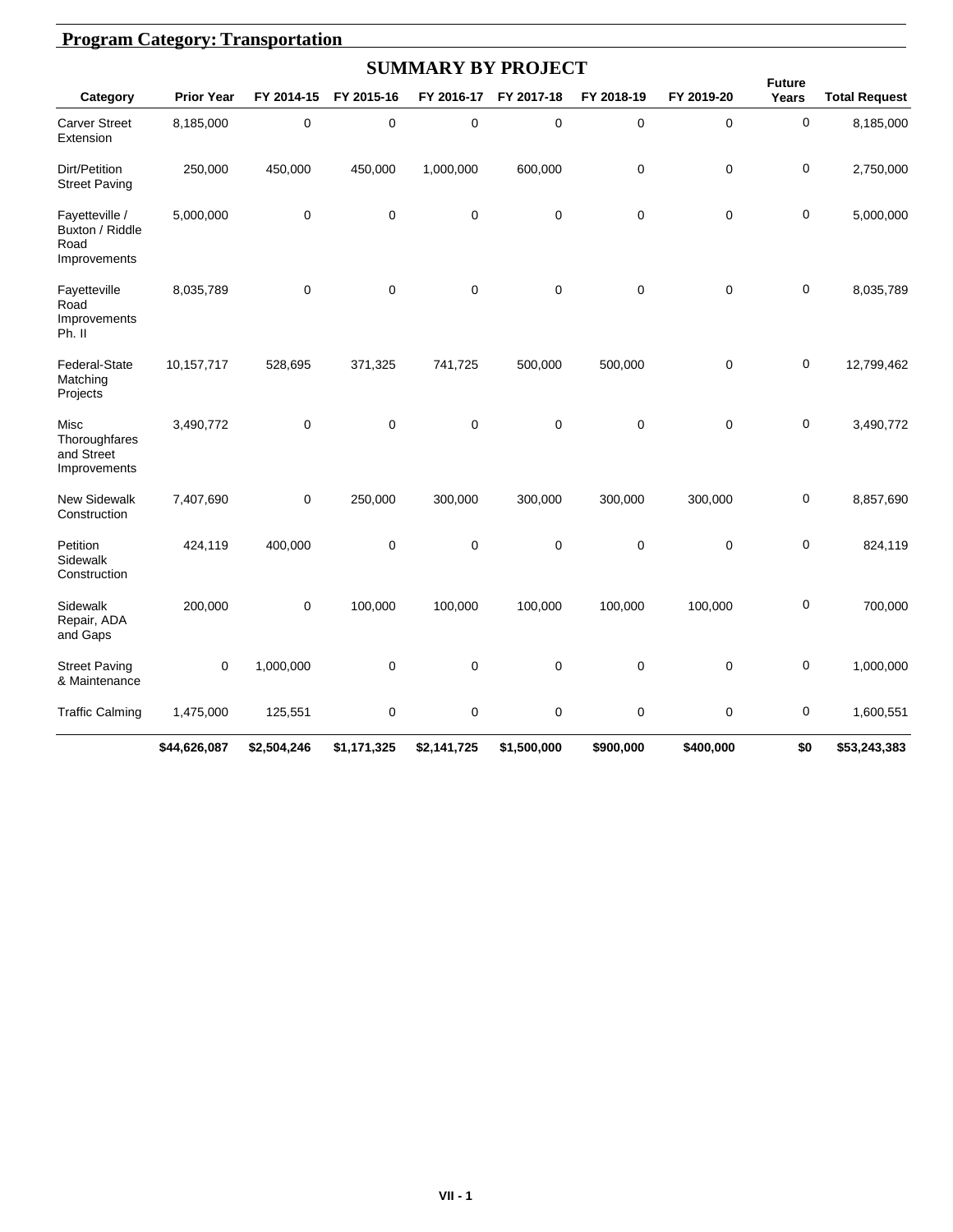## Program Category: Transportation

### SUMMARY BY PROJECT

| Category | Prior Year | FY 2014-15 | FY 2015-16 | FY 2016-17 | FY 2017-18 | FY 2018-19 | FY 2019-20 | Future Years | Total Request |
|---|---|---|---|---|---|---|---|---|---|
| Carver Street Extension | 8,185,000 | 0 | 0 | 0 | 0 | 0 | 0 | 0 | 8,185,000 |
| Dirt/Petition Street Paving | 250,000 | 450,000 | 450,000 | 1,000,000 | 600,000 | 0 | 0 | 0 | 2,750,000 |
| Fayetteville / Buxton / Riddle Road Improvements | 5,000,000 | 0 | 0 | 0 | 0 | 0 | 0 | 0 | 5,000,000 |
| Fayetteville Road Improvements Ph. II | 8,035,789 | 0 | 0 | 0 | 0 | 0 | 0 | 0 | 8,035,789 |
| Federal-State Matching Projects | 10,157,717 | 528,695 | 371,325 | 741,725 | 500,000 | 500,000 | 0 | 0 | 12,799,462 |
| Misc Thoroughfares and Street Improvements | 3,490,772 | 0 | 0 | 0 | 0 | 0 | 0 | 0 | 3,490,772 |
| New Sidewalk Construction | 7,407,690 | 0 | 250,000 | 300,000 | 300,000 | 300,000 | 300,000 | 0 | 8,857,690 |
| Petition Sidewalk Construction | 424,119 | 400,000 | 0 | 0 | 0 | 0 | 0 | 0 | 824,119 |
| Sidewalk Repair, ADA and Gaps | 200,000 | 0 | 100,000 | 100,000 | 100,000 | 100,000 | 100,000 | 0 | 700,000 |
| Street Paving & Maintenance | 0 | 1,000,000 | 0 | 0 | 0 | 0 | 0 | 0 | 1,000,000 |
| Traffic Calming | 1,475,000 | 125,551 | 0 | 0 | 0 | 0 | 0 | 0 | 1,600,551 |
| | **$44,626,087** | **$2,504,246** | **$1,171,325** | **$2,141,725** | **$1,500,000** | **$900,000** | **$400,000** | **$0** | **$53,243,383** |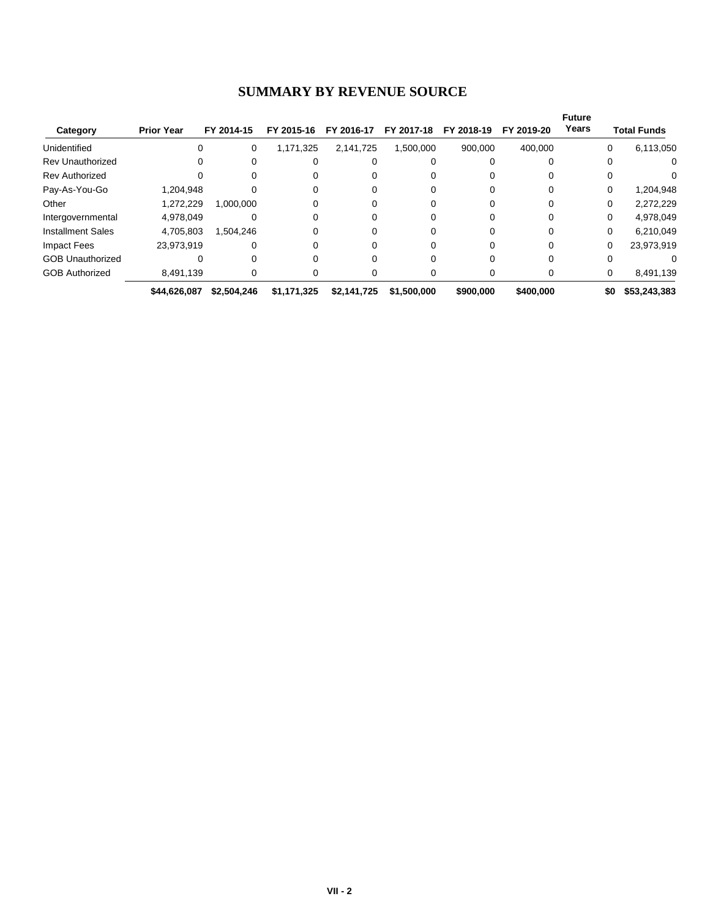# SUMMARY BY REVENUE SOURCE

| Category | Prior Year | FY 2014-15 | FY 2015-16 | FY 2016-17 | FY 2017-18 | FY 2018-19 | FY 2019-20 | Future Years | Total Funds |
|---|---|---|---|---|---|---|---|---|---|
| Unidentified | 0 | 0 | 1,171,325 | 2,141,725 | 1,500,000 | 900,000 | 400,000 | 0 | 6,113,050 |
| Rev Unauthorized | 0 | 0 | 0 | 0 | 0 | 0 | 0 | 0 | 0 |
| Rev Authorized | 0 | 0 | 0 | 0 | 0 | 0 | 0 | 0 | 0 |
| Pay-As-You-Go | 1,204,948 | 0 | 0 | 0 | 0 | 0 | 0 | 0 | 1,204,948 |
| Other | 1,272,229 | 1,000,000 | 0 | 0 | 0 | 0 | 0 | 0 | 2,272,229 |
| Intergovernmental | 4,978,049 | 0 | 0 | 0 | 0 | 0 | 0 | 0 | 4,978,049 |
| Installment Sales | 4,705,803 | 1,504,246 | 0 | 0 | 0 | 0 | 0 | 0 | 6,210,049 |
| Impact Fees | 23,973,919 | 0 | 0 | 0 | 0 | 0 | 0 | 0 | 23,973,919 |
| GOB Unauthorized | 0 | 0 | 0 | 0 | 0 | 0 | 0 | 0 | 0 |
| GOB Authorized | 8,491,139 | 0 | 0 | 0 | 0 | 0 | 0 | 0 | 8,491,139 |
| | **$44,626,087** | **$2,504,246** | **$1,171,325** | **$2,141,725** | **$1,500,000** | **$900,000** | **$400,000** | **$0** | **$53,243,383** |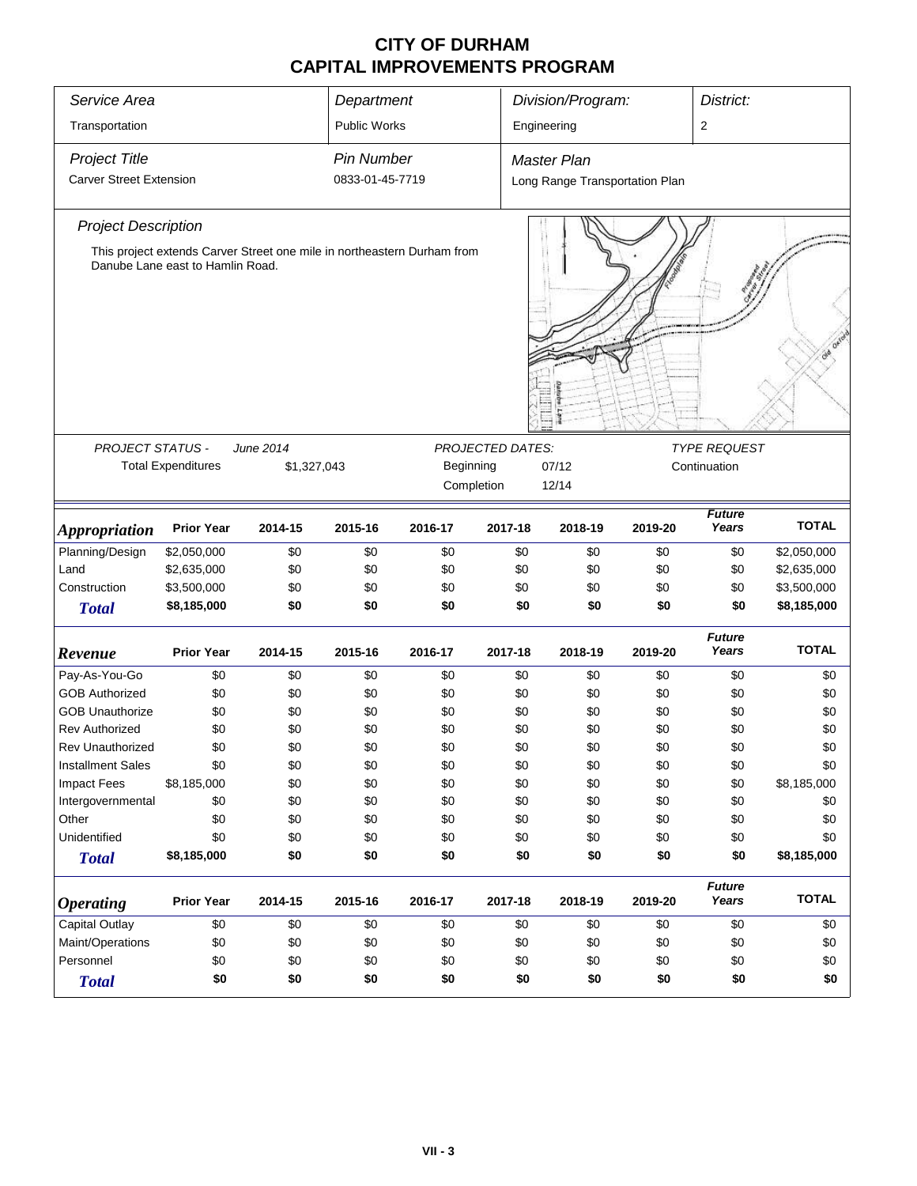# CITY OF DURHAM
# CAPITAL IMPROVEMENTS PROGRAM

| *Service Area* | *Department* | *Division/Program:* | *District:* |
|---|---|---|---|
| Transportation | Public Works | Engineering | 2 |

| *Project Title* | *Pin Number* | *Master Plan* |
|---|---|---|
| Carver Street Extension | 0833-01-45-7719 | Long Range Transportation Plan |

*Project Description*

This project extends Carver Street one mile in northeastern Durham from Danube Lane east to Hamlin Road.

| *PROJECT STATUS -* | *June 2014* | *PROJECTED DATES:* | | *TYPE REQUEST* |
|---|---|---|---|---|
| Total Expenditures | $1,327,043 | Beginning | 07/12 | Continuation |
| | | Completion | 12/14 | |

| *Appropriation* | Prior Year | 2014-15 | 2015-16 | 2016-17 | 2017-18 | 2018-19 | 2019-20 | *Future Years* | TOTAL |
|---|---|---|---|---|---|---|---|---|---|
| Planning/Design | $2,050,000 | $0 | $0 | $0 | $0 | $0 | $0 | $0 | $2,050,000 |
| Land | $2,635,000 | $0 | $0 | $0 | $0 | $0 | $0 | $0 | $2,635,000 |
| Construction | $3,500,000 | $0 | $0 | $0 | $0 | $0 | $0 | $0 | $3,500,000 |
| ***Total*** | **$8,185,000** | **$0** | **$0** | **$0** | **$0** | **$0** | **$0** | **$0** | **$8,185,000** |

| *Revenue* | Prior Year | 2014-15 | 2015-16 | 2016-17 | 2017-18 | 2018-19 | 2019-20 | *Future Years* | TOTAL |
|---|---|---|---|---|---|---|---|---|---|
| Pay-As-You-Go | $0 | $0 | $0 | $0 | $0 | $0 | $0 | $0 | $0 |
| GOB Authorized | $0 | $0 | $0 | $0 | $0 | $0 | $0 | $0 | $0 |
| GOB Unauthorize | $0 | $0 | $0 | $0 | $0 | $0 | $0 | $0 | $0 |
| Rev Authorized | $0 | $0 | $0 | $0 | $0 | $0 | $0 | $0 | $0 |
| Rev Unauthorized | $0 | $0 | $0 | $0 | $0 | $0 | $0 | $0 | $0 |
| Installment Sales | $0 | $0 | $0 | $0 | $0 | $0 | $0 | $0 | $0 |
| Impact Fees | $8,185,000 | $0 | $0 | $0 | $0 | $0 | $0 | $0 | $8,185,000 |
| Intergovernmental | $0 | $0 | $0 | $0 | $0 | $0 | $0 | $0 | $0 |
| Other | $0 | $0 | $0 | $0 | $0 | $0 | $0 | $0 | $0 |
| Unidentified | $0 | $0 | $0 | $0 | $0 | $0 | $0 | $0 | $0 |
| ***Total*** | **$8,185,000** | **$0** | **$0** | **$0** | **$0** | **$0** | **$0** | **$0** | **$8,185,000** |

| *Operating* | Prior Year | 2014-15 | 2015-16 | 2016-17 | 2017-18 | 2018-19 | 2019-20 | *Future Years* | TOTAL |
|---|---|---|---|---|---|---|---|---|---|
| Capital Outlay | $0 | $0 | $0 | $0 | $0 | $0 | $0 | $0 | $0 |
| Maint/Operations | $0 | $0 | $0 | $0 | $0 | $0 | $0 | $0 | $0 |
| Personnel | $0 | $0 | $0 | $0 | $0 | $0 | $0 | $0 | $0 |
| ***Total*** | **$0** | **$0** | **$0** | **$0** | **$0** | **$0** | **$0** | **$0** | **$0** |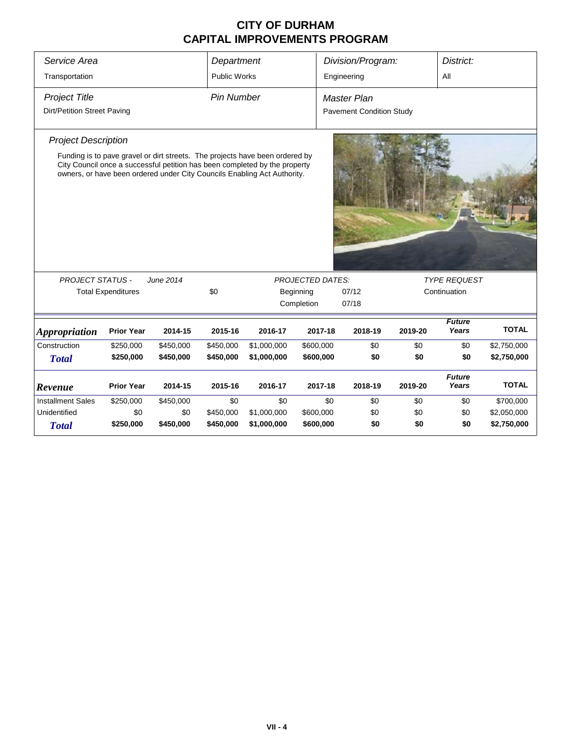# CITY OF DURHAM
# CAPITAL IMPROVEMENTS PROGRAM

| *Service Area* | *Department* | *Division/Program:* | *District:* |
|---|---|---|---|
| Transportation | Public Works | Engineering | All |

| *Project Title* | *Pin Number* | *Master Plan* |
|---|---|---|
| Dirt/Petition Street Paving | | Pavement Condition Study |

### *Project Description*

Funding is to pave gravel or dirt streets. The projects have been ordered by City Council once a successful petition has been completed by the property owners, or have been ordered under City Councils Enabling Act Authority.

| *PROJECT STATUS -* | *June 2014* | *PROJECTED DATES:* | | *TYPE REQUEST* |
|---|---|---|---|---|
| Total Expenditures | $0 | Beginning | 07/12 | Continuation |
| | | Completion | 07/18 | |

| *Appropriation* | Prior Year | 2014-15 | 2015-16 | 2016-17 | 2017-18 | 2018-19 | 2019-20 | *Future Years* | TOTAL |
|---|---|---|---|---|---|---|---|---|---|
| Construction | $250,000 | $450,000 | $450,000 | $1,000,000 | $600,000 | $0 | $0 | $0 | $2,750,000 |
| ***Total*** | **$250,000** | **$450,000** | **$450,000** | **$1,000,000** | **$600,000** | **$0** | **$0** | **$0** | **$2,750,000** |

| *Revenue* | Prior Year | 2014-15 | 2015-16 | 2016-17 | 2017-18 | 2018-19 | 2019-20 | *Future Years* | TOTAL |
|---|---|---|---|---|---|---|---|---|---|
| Installment Sales | $250,000 | $450,000 | $0 | $0 | $0 | $0 | $0 | $0 | $700,000 |
| Unidentified | $0 | $0 | $450,000 | $1,000,000 | $600,000 | $0 | $0 | $0 | $2,050,000 |
| ***Total*** | **$250,000** | **$450,000** | **$450,000** | **$1,000,000** | **$600,000** | **$0** | **$0** | **$0** | **$2,750,000** |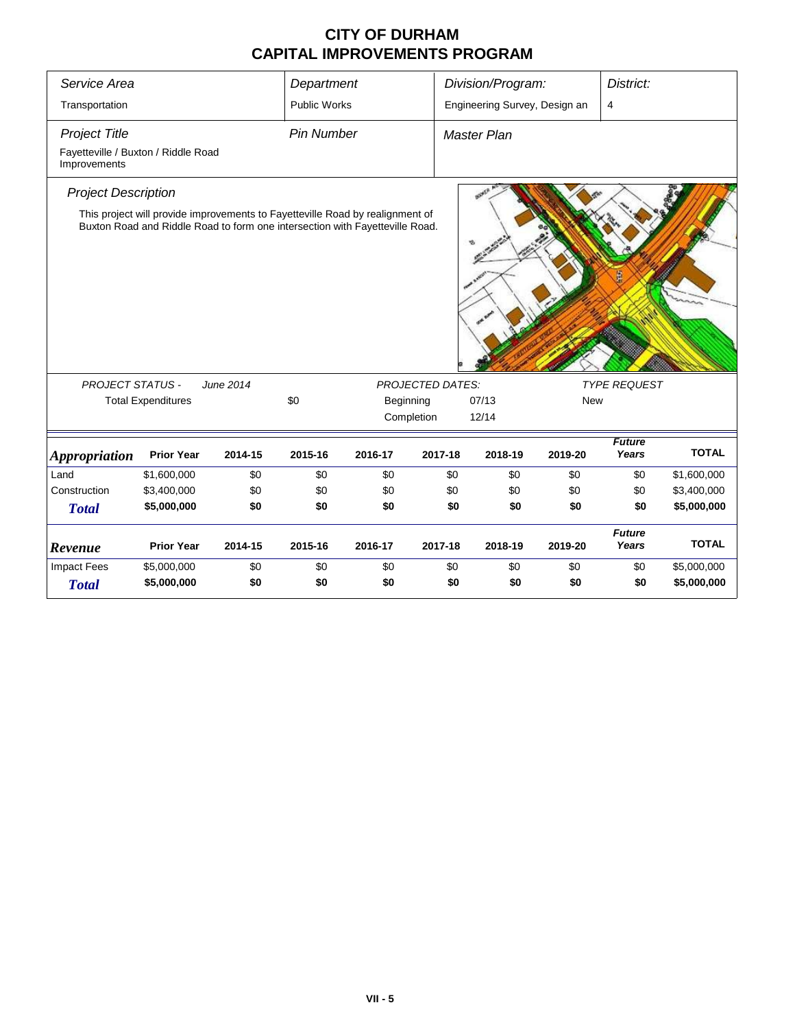# CITY OF DURHAM
# CAPITAL IMPROVEMENTS PROGRAM

| *Service Area* | *Department* | *Division/Program:* | *District:* |
|---|---|---|---|
| Transportation | Public Works | Engineering Survey, Design an | 4 |

| *Project Title* | *Pin Number* | *Master Plan* |
|---|---|---|
| Fayetteville / Buxton / Riddle Road Improvements | | |

*Project Description*

This project will provide improvements to Fayetteville Road by realignment of Buxton Road and Riddle Road to form one intersection with Fayetteville Road.

| *PROJECT STATUS -* | *June 2014* | | *PROJECTED DATES:* | | *TYPE REQUEST* |
|---|---|---|---|---|---|
| Total Expenditures | | $0 | Beginning | 07/13 | New |
| | | | Completion | 12/14 | |

| ***Appropriation*** | **Prior Year** | **2014-15** | **2015-16** | **2016-17** | **2017-18** | **2018-19** | **2019-20** | ***Future Years*** | **TOTAL** |
|---|---|---|---|---|---|---|---|---|---|
| Land | $1,600,000 | $0 | $0 | $0 | $0 | $0 | $0 | $0 | $1,600,000 |
| Construction | $3,400,000 | $0 | $0 | $0 | $0 | $0 | $0 | $0 | $3,400,000 |
| ***Total*** | **$5,000,000** | **$0** | **$0** | **$0** | **$0** | **$0** | **$0** | **$0** | **$5,000,000** |

| ***Revenue*** | **Prior Year** | **2014-15** | **2015-16** | **2016-17** | **2017-18** | **2018-19** | **2019-20** | ***Future Years*** | **TOTAL** |
|---|---|---|---|---|---|---|---|---|---|
| Impact Fees | $5,000,000 | $0 | $0 | $0 | $0 | $0 | $0 | $0 | $5,000,000 |
| ***Total*** | **$5,000,000** | **$0** | **$0** | **$0** | **$0** | **$0** | **$0** | **$0** | **$5,000,000** |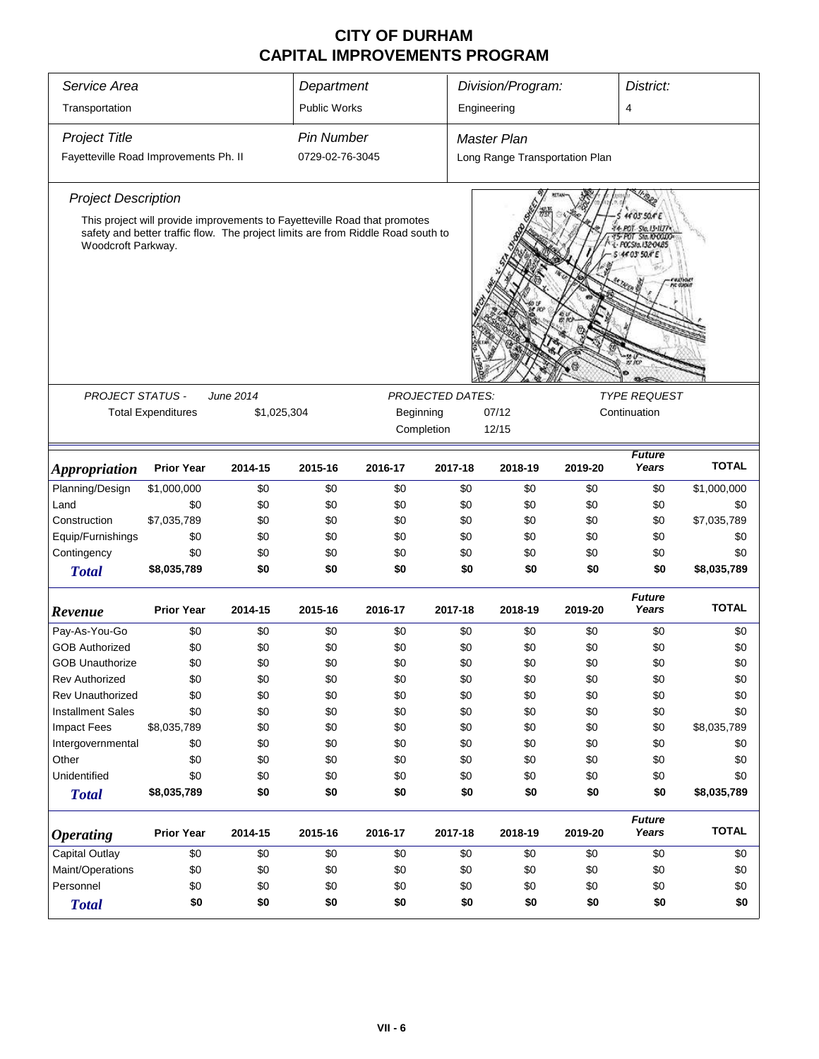# CITY OF DURHAM
## CAPITAL IMPROVEMENTS PROGRAM

| Service Area | Department | Division/Program: | District: |
|---|---|---|---|
| Transportation | Public Works | Engineering | 4 |

| Project Title | Pin Number | Master Plan |
|---|---|---|
| Fayetteville Road Improvements Ph. II | 0729-02-76-3045 | Long Range Transportation Plan |

*Project Description*

This project will provide improvements to Fayetteville Road that promotes safety and better traffic flow. The project limits are from Riddle Road south to Woodcroft Parkway.

| PROJECT STATUS - June 2014 | | PROJECTED DATES: | | TYPE REQUEST |
|---|---|---|---|---|
| Total Expenditures | $1,025,304 | Beginning | 07/12 | Continuation |
| | | Completion | 12/15 | |

| *Appropriation* | Prior Year | 2014-15 | 2015-16 | 2016-17 | 2017-18 | 2018-19 | 2019-20 | Future Years | TOTAL |
|---|---|---|---|---|---|---|---|---|---|
| Planning/Design | $1,000,000 | $0 | $0 | $0 | $0 | $0 | $0 | $0 | $1,000,000 |
| Land | $0 | $0 | $0 | $0 | $0 | $0 | $0 | $0 | $0 |
| Construction | $7,035,789 | $0 | $0 | $0 | $0 | $0 | $0 | $0 | $7,035,789 |
| Equip/Furnishings | $0 | $0 | $0 | $0 | $0 | $0 | $0 | $0 | $0 |
| Contingency | $0 | $0 | $0 | $0 | $0 | $0 | $0 | $0 | $0 |
| **Total** | **$8,035,789** | **$0** | **$0** | **$0** | **$0** | **$0** | **$0** | **$0** | **$8,035,789** |

| *Revenue* | Prior Year | 2014-15 | 2015-16 | 2016-17 | 2017-18 | 2018-19 | 2019-20 | Future Years | TOTAL |
|---|---|---|---|---|---|---|---|---|---|
| Pay-As-You-Go | $0 | $0 | $0 | $0 | $0 | $0 | $0 | $0 | $0 |
| GOB Authorized | $0 | $0 | $0 | $0 | $0 | $0 | $0 | $0 | $0 |
| GOB Unauthorize | $0 | $0 | $0 | $0 | $0 | $0 | $0 | $0 | $0 |
| Rev Authorized | $0 | $0 | $0 | $0 | $0 | $0 | $0 | $0 | $0 |
| Rev Unauthorized | $0 | $0 | $0 | $0 | $0 | $0 | $0 | $0 | $0 |
| Installment Sales | $0 | $0 | $0 | $0 | $0 | $0 | $0 | $0 | $0 |
| Impact Fees | $8,035,789 | $0 | $0 | $0 | $0 | $0 | $0 | $0 | $8,035,789 |
| Intergovernmental | $0 | $0 | $0 | $0 | $0 | $0 | $0 | $0 | $0 |
| Other | $0 | $0 | $0 | $0 | $0 | $0 | $0 | $0 | $0 |
| Unidentified | $0 | $0 | $0 | $0 | $0 | $0 | $0 | $0 | $0 |
| **Total** | **$8,035,789** | **$0** | **$0** | **$0** | **$0** | **$0** | **$0** | **$0** | **$8,035,789** |

| *Operating* | Prior Year | 2014-15 | 2015-16 | 2016-17 | 2017-18 | 2018-19 | 2019-20 | Future Years | TOTAL |
|---|---|---|---|---|---|---|---|---|---|
| Capital Outlay | $0 | $0 | $0 | $0 | $0 | $0 | $0 | $0 | $0 |
| Maint/Operations | $0 | $0 | $0 | $0 | $0 | $0 | $0 | $0 | $0 |
| Personnel | $0 | $0 | $0 | $0 | $0 | $0 | $0 | $0 | $0 |
| **Total** | **$0** | **$0** | **$0** | **$0** | **$0** | **$0** | **$0** | **$0** | **$0** |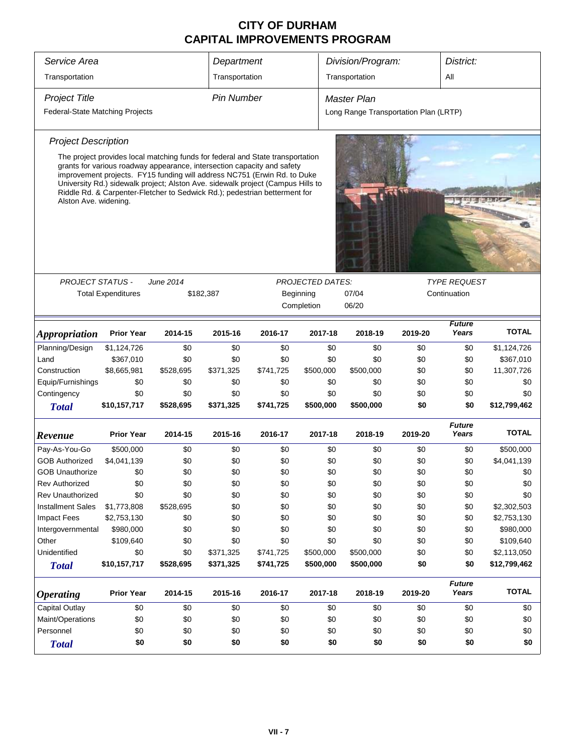# CITY OF DURHAM
# CAPITAL IMPROVEMENTS PROGRAM

| Service Area | Department | Division/Program: | District: |
|---|---|---|---|
| Transportation | Transportation | Transportation | All |

| Project Title | Pin Number | Master Plan |
|---|---|---|
| Federal-State Matching Projects | | Long Range Transportation Plan (LRTP) |

### Project Description

The project provides local matching funds for federal and State transportation grants for various roadway appearance, intersection capacity and safety improvement projects. FY15 funding will address NC751 (Erwin Rd. to Duke University Rd.) sidewalk project; Alston Ave. sidewalk project (Campus Hills to Riddle Rd. & Carpenter-Fletcher to Sedwick Rd.); pedestrian betterment for Alston Ave. widening.

| PROJECT STATUS - | June 2014 | PROJECTED DATES: | | TYPE REQUEST |
|---|---|---|---|---|
| Total Expenditures | $182,387 | Beginning | 07/04 | Continuation |
| | | Completion | 06/20 | |

| Appropriation | Prior Year | 2014-15 | 2015-16 | 2016-17 | 2017-18 | 2018-19 | 2019-20 | Future Years | TOTAL |
|---|---|---|---|---|---|---|---|---|---|
| Planning/Design | $1,124,726 | $0 | $0 | $0 | $0 | $0 | $0 | $0 | $1,124,726 |
| Land | $367,010 | $0 | $0 | $0 | $0 | $0 | $0 | $0 | $367,010 |
| Construction | $8,665,981 | $528,695 | $371,325 | $741,725 | $500,000 | $500,000 | $0 | $0 | 11,307,726 |
| Equip/Furnishings | $0 | $0 | $0 | $0 | $0 | $0 | $0 | $0 | $0 |
| Contingency | $0 | $0 | $0 | $0 | $0 | $0 | $0 | $0 | $0 |
| **Total** | **$10,157,717** | **$528,695** | **$371,325** | **$741,725** | **$500,000** | **$500,000** | **$0** | **$0** | **$12,799,462** |

| Revenue | Prior Year | 2014-15 | 2015-16 | 2016-17 | 2017-18 | 2018-19 | 2019-20 | Future Years | TOTAL |
|---|---|---|---|---|---|---|---|---|---|
| Pay-As-You-Go | $500,000 | $0 | $0 | $0 | $0 | $0 | $0 | $0 | $500,000 |
| GOB Authorized | $4,041,139 | $0 | $0 | $0 | $0 | $0 | $0 | $0 | $4,041,139 |
| GOB Unauthorize | $0 | $0 | $0 | $0 | $0 | $0 | $0 | $0 | $0 |
| Rev Authorized | $0 | $0 | $0 | $0 | $0 | $0 | $0 | $0 | $0 |
| Rev Unauthorized | $0 | $0 | $0 | $0 | $0 | $0 | $0 | $0 | $0 |
| Installment Sales | $1,773,808 | $528,695 | $0 | $0 | $0 | $0 | $0 | $0 | $2,302,503 |
| Impact Fees | $2,753,130 | $0 | $0 | $0 | $0 | $0 | $0 | $0 | $2,753,130 |
| Intergovernmental | $980,000 | $0 | $0 | $0 | $0 | $0 | $0 | $0 | $980,000 |
| Other | $109,640 | $0 | $0 | $0 | $0 | $0 | $0 | $0 | $109,640 |
| Unidentified | $0 | $0 | $371,325 | $741,725 | $500,000 | $500,000 | $0 | $0 | $2,113,050 |
| **Total** | **$10,157,717** | **$528,695** | **$371,325** | **$741,725** | **$500,000** | **$500,000** | **$0** | **$0** | **$12,799,462** |

| Operating | Prior Year | 2014-15 | 2015-16 | 2016-17 | 2017-18 | 2018-19 | 2019-20 | Future Years | TOTAL |
|---|---|---|---|---|---|---|---|---|---|
| Capital Outlay | $0 | $0 | $0 | $0 | $0 | $0 | $0 | $0 | $0 |
| Maint/Operations | $0 | $0 | $0 | $0 | $0 | $0 | $0 | $0 | $0 |
| Personnel | $0 | $0 | $0 | $0 | $0 | $0 | $0 | $0 | $0 |
| **Total** | **$0** | **$0** | **$0** | **$0** | **$0** | **$0** | **$0** | **$0** | **$0** |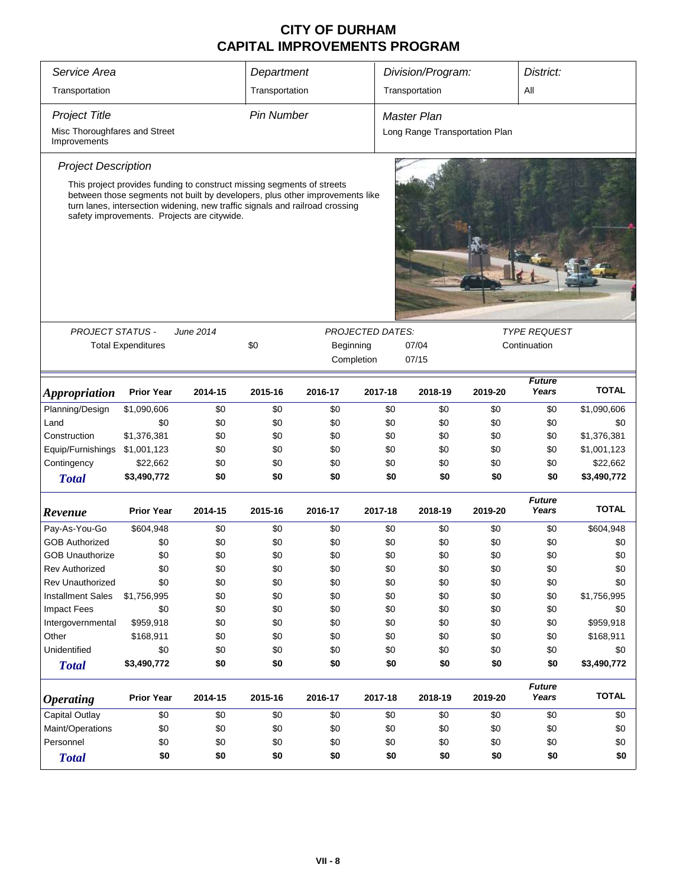# CITY OF DURHAM
# CAPITAL IMPROVEMENTS PROGRAM

| *Service Area* | *Department* | *Division/Program:* | *District:* |
|---|---|---|---|
| Transportation | Transportation | Transportation | All |

| *Project Title* | *Pin Number* | *Master Plan* |
|---|---|---|
| Misc Thoroughfares and Street Improvements | | Long Range Transportation Plan |

*Project Description*

This project provides funding to construct missing segments of streets between those segments not built by developers, plus other improvements like turn lanes, intersection widening, new traffic signals and railroad crossing safety improvements. Projects are citywide.

*PROJECT STATUS -* *June 2014*

Total Expenditures $0

*PROJECTED DATES:*

Beginning 07/04

Completion 07/15

*TYPE REQUEST*

Continuation

| ***Appropriation*** | **Prior Year** | **2014-15** | **2015-16** | **2016-17** | **2017-18** | **2018-19** | **2019-20** | ***Future Years*** | **TOTAL** |
|---|---|---|---|---|---|---|---|---|---|
| Planning/Design | $1,090,606 | $0 | $0 | $0 | $0 | $0 | $0 | $0 | $1,090,606 |
| Land | $0 | $0 | $0 | $0 | $0 | $0 | $0 | $0 | $0 |
| Construction | $1,376,381 | $0 | $0 | $0 | $0 | $0 | $0 | $0 | $1,376,381 |
| Equip/Furnishings | $1,001,123 | $0 | $0 | $0 | $0 | $0 | $0 | $0 | $1,001,123 |
| Contingency | $22,662 | $0 | $0 | $0 | $0 | $0 | $0 | $0 | $22,662 |
| ***Total*** | **$3,490,772** | **$0** | **$0** | **$0** | **$0** | **$0** | **$0** | **$0** | **$3,490,772** |

| ***Revenue*** | **Prior Year** | **2014-15** | **2015-16** | **2016-17** | **2017-18** | **2018-19** | **2019-20** | ***Future Years*** | **TOTAL** |
|---|---|---|---|---|---|---|---|---|---|
| Pay-As-You-Go | $604,948 | $0 | $0 | $0 | $0 | $0 | $0 | $0 | $604,948 |
| GOB Authorized | $0 | $0 | $0 | $0 | $0 | $0 | $0 | $0 | $0 |
| GOB Unauthorize | $0 | $0 | $0 | $0 | $0 | $0 | $0 | $0 | $0 |
| Rev Authorized | $0 | $0 | $0 | $0 | $0 | $0 | $0 | $0 | $0 |
| Rev Unauthorized | $0 | $0 | $0 | $0 | $0 | $0 | $0 | $0 | $0 |
| Installment Sales | $1,756,995 | $0 | $0 | $0 | $0 | $0 | $0 | $0 | $1,756,995 |
| Impact Fees | $0 | $0 | $0 | $0 | $0 | $0 | $0 | $0 | $0 |
| Intergovernmental | $959,918 | $0 | $0 | $0 | $0 | $0 | $0 | $0 | $959,918 |
| Other | $168,911 | $0 | $0 | $0 | $0 | $0 | $0 | $0 | $168,911 |
| Unidentified | $0 | $0 | $0 | $0 | $0 | $0 | $0 | $0 | $0 |
| ***Total*** | **$3,490,772** | **$0** | **$0** | **$0** | **$0** | **$0** | **$0** | **$0** | **$3,490,772** |

| ***Operating*** | **Prior Year** | **2014-15** | **2015-16** | **2016-17** | **2017-18** | **2018-19** | **2019-20** | ***Future Years*** | **TOTAL** |
|---|---|---|---|---|---|---|---|---|---|
| Capital Outlay | $0 | $0 | $0 | $0 | $0 | $0 | $0 | $0 | $0 |
| Maint/Operations | $0 | $0 | $0 | $0 | $0 | $0 | $0 | $0 | $0 |
| Personnel | $0 | $0 | $0 | $0 | $0 | $0 | $0 | $0 | $0 |
| ***Total*** | **$0** | **$0** | **$0** | **$0** | **$0** | **$0** | **$0** | **$0** | **$0** |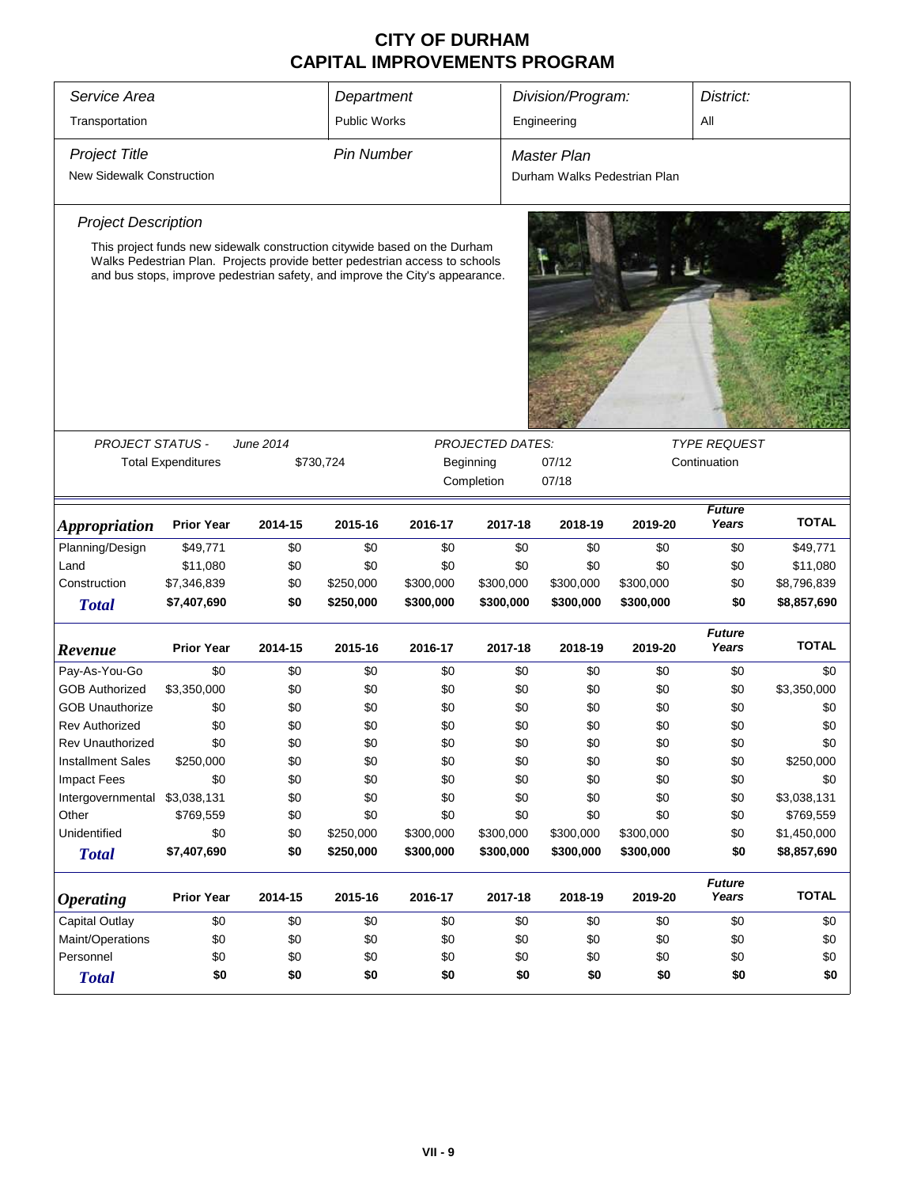# CITY OF DURHAM
## CAPITAL IMPROVEMENTS PROGRAM

| *Service Area* | *Department* | *Division/Program:* | *District:* |
|---|---|---|---|
| Transportation | Public Works | Engineering | All |

| *Project Title* | *Pin Number* | *Master Plan* |
|---|---|---|
| New Sidewalk Construction | | Durham Walks Pedestrian Plan |

*Project Description*

This project funds new sidewalk construction citywide based on the Durham Walks Pedestrian Plan. Projects provide better pedestrian access to schools and bus stops, improve pedestrian safety, and improve the City's appearance.

| *PROJECT STATUS -* | *June 2014* | *PROJECTED DATES:* | | *TYPE REQUEST* |
|---|---|---|---|---|
| Total Expenditures | $730,724 | Beginning | 07/12 | Continuation |
| | | Completion | 07/18 | |

| *Appropriation* | Prior Year | 2014-15 | 2015-16 | 2016-17 | 2017-18 | 2018-19 | 2019-20 | *Future Years* | TOTAL |
|---|---|---|---|---|---|---|---|---|---|
| Planning/Design | $49,771 | $0 | $0 | $0 | $0 | $0 | $0 | $0 | $49,771 |
| Land | $11,080 | $0 | $0 | $0 | $0 | $0 | $0 | $0 | $11,080 |
| Construction | $7,346,839 | $0 | $250,000 | $300,000 | $300,000 | $300,000 | $300,000 | $0 | $8,796,839 |
| ***Total*** | **$7,407,690** | **$0** | **$250,000** | **$300,000** | **$300,000** | **$300,000** | **$300,000** | **$0** | **$8,857,690** |

| *Revenue* | Prior Year | 2014-15 | 2015-16 | 2016-17 | 2017-18 | 2018-19 | 2019-20 | *Future Years* | TOTAL |
|---|---|---|---|---|---|---|---|---|---|
| Pay-As-You-Go | $0 | $0 | $0 | $0 | $0 | $0 | $0 | $0 | $0 |
| GOB Authorized | $3,350,000 | $0 | $0 | $0 | $0 | $0 | $0 | $0 | $3,350,000 |
| GOB Unauthorize | $0 | $0 | $0 | $0 | $0 | $0 | $0 | $0 | $0 |
| Rev Authorized | $0 | $0 | $0 | $0 | $0 | $0 | $0 | $0 | $0 |
| Rev Unauthorized | $0 | $0 | $0 | $0 | $0 | $0 | $0 | $0 | $0 |
| Installment Sales | $250,000 | $0 | $0 | $0 | $0 | $0 | $0 | $0 | $250,000 |
| Impact Fees | $0 | $0 | $0 | $0 | $0 | $0 | $0 | $0 | $0 |
| Intergovernmental | $3,038,131 | $0 | $0 | $0 | $0 | $0 | $0 | $0 | $3,038,131 |
| Other | $769,559 | $0 | $0 | $0 | $0 | $0 | $0 | $0 | $769,559 |
| Unidentified | $0 | $0 | $250,000 | $300,000 | $300,000 | $300,000 | $300,000 | $0 | $1,450,000 |
| ***Total*** | **$7,407,690** | **$0** | **$250,000** | **$300,000** | **$300,000** | **$300,000** | **$300,000** | **$0** | **$8,857,690** |

| *Operating* | Prior Year | 2014-15 | 2015-16 | 2016-17 | 2017-18 | 2018-19 | 2019-20 | *Future Years* | TOTAL |
|---|---|---|---|---|---|---|---|---|---|
| Capital Outlay | $0 | $0 | $0 | $0 | $0 | $0 | $0 | $0 | $0 |
| Maint/Operations | $0 | $0 | $0 | $0 | $0 | $0 | $0 | $0 | $0 |
| Personnel | $0 | $0 | $0 | $0 | $0 | $0 | $0 | $0 | $0 |
| ***Total*** | **$0** | **$0** | **$0** | **$0** | **$0** | **$0** | **$0** | **$0** | **$0** |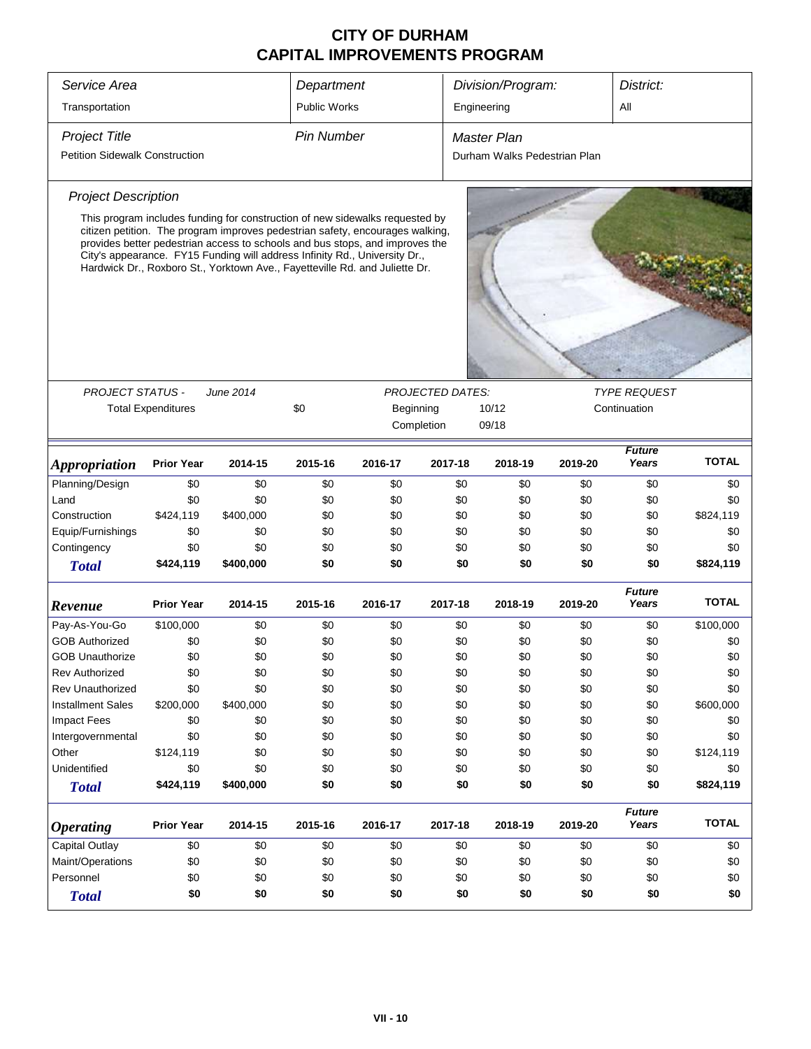# CITY OF DURHAM
# CAPITAL IMPROVEMENTS PROGRAM

| *Service Area* | *Department* | *Division/Program:* | *District:* |
|---|---|---|---|
| Transportation | Public Works | Engineering | All |

| *Project Title* | *Pin Number* | *Master Plan* |
|---|---|---|
| Petition Sidewalk Construction | | Durham Walks Pedestrian Plan |

*Project Description*

This program includes funding for construction of new sidewalks requested by citizen petition. The program improves pedestrian safety, encourages walking, provides better pedestrian access to schools and bus stops, and improves the City's appearance. FY15 Funding will address Infinity Rd., University Dr., Hardwick Dr., Roxboro St., Yorktown Ave., Fayetteville Rd. and Juliette Dr.

*PROJECT STATUS -* *June 2014*

Total Expenditures: $0

*PROJECTED DATES:*
Beginning: 10/12
Completion: 09/18

*TYPE REQUEST*: Continuation

| *Appropriation* | Prior Year | 2014-15 | 2015-16 | 2016-17 | 2017-18 | 2018-19 | 2019-20 | Future Years | TOTAL |
|---|---|---|---|---|---|---|---|---|---|
| Planning/Design | $0 | $0 | $0 | $0 | $0 | $0 | $0 | $0 | $0 |
| Land | $0 | $0 | $0 | $0 | $0 | $0 | $0 | $0 | $0 |
| Construction | $424,119 | $400,000 | $0 | $0 | $0 | $0 | $0 | $0 | $824,119 |
| Equip/Furnishings | $0 | $0 | $0 | $0 | $0 | $0 | $0 | $0 | $0 |
| Contingency | $0 | $0 | $0 | $0 | $0 | $0 | $0 | $0 | $0 |
| **Total** | **$424,119** | **$400,000** | **$0** | **$0** | **$0** | **$0** | **$0** | **$0** | **$824,119** |

| *Revenue* | Prior Year | 2014-15 | 2015-16 | 2016-17 | 2017-18 | 2018-19 | 2019-20 | Future Years | TOTAL |
|---|---|---|---|---|---|---|---|---|---|
| Pay-As-You-Go | $100,000 | $0 | $0 | $0 | $0 | $0 | $0 | $0 | $100,000 |
| GOB Authorized | $0 | $0 | $0 | $0 | $0 | $0 | $0 | $0 | $0 |
| GOB Unauthorize | $0 | $0 | $0 | $0 | $0 | $0 | $0 | $0 | $0 |
| Rev Authorized | $0 | $0 | $0 | $0 | $0 | $0 | $0 | $0 | $0 |
| Rev Unauthorized | $0 | $0 | $0 | $0 | $0 | $0 | $0 | $0 | $0 |
| Installment Sales | $200,000 | $400,000 | $0 | $0 | $0 | $0 | $0 | $0 | $600,000 |
| Impact Fees | $0 | $0 | $0 | $0 | $0 | $0 | $0 | $0 | $0 |
| Intergovernmental | $0 | $0 | $0 | $0 | $0 | $0 | $0 | $0 | $0 |
| Other | $124,119 | $0 | $0 | $0 | $0 | $0 | $0 | $0 | $124,119 |
| Unidentified | $0 | $0 | $0 | $0 | $0 | $0 | $0 | $0 | $0 |
| **Total** | **$424,119** | **$400,000** | **$0** | **$0** | **$0** | **$0** | **$0** | **$0** | **$824,119** |

| *Operating* | Prior Year | 2014-15 | 2015-16 | 2016-17 | 2017-18 | 2018-19 | 2019-20 | Future Years | TOTAL |
|---|---|---|---|---|---|---|---|---|---|
| Capital Outlay | $0 | $0 | $0 | $0 | $0 | $0 | $0 | $0 | $0 |
| Maint/Operations | $0 | $0 | $0 | $0 | $0 | $0 | $0 | $0 | $0 |
| Personnel | $0 | $0 | $0 | $0 | $0 | $0 | $0 | $0 | $0 |
| **Total** | **$0** | **$0** | **$0** | **$0** | **$0** | **$0** | **$0** | **$0** | **$0** |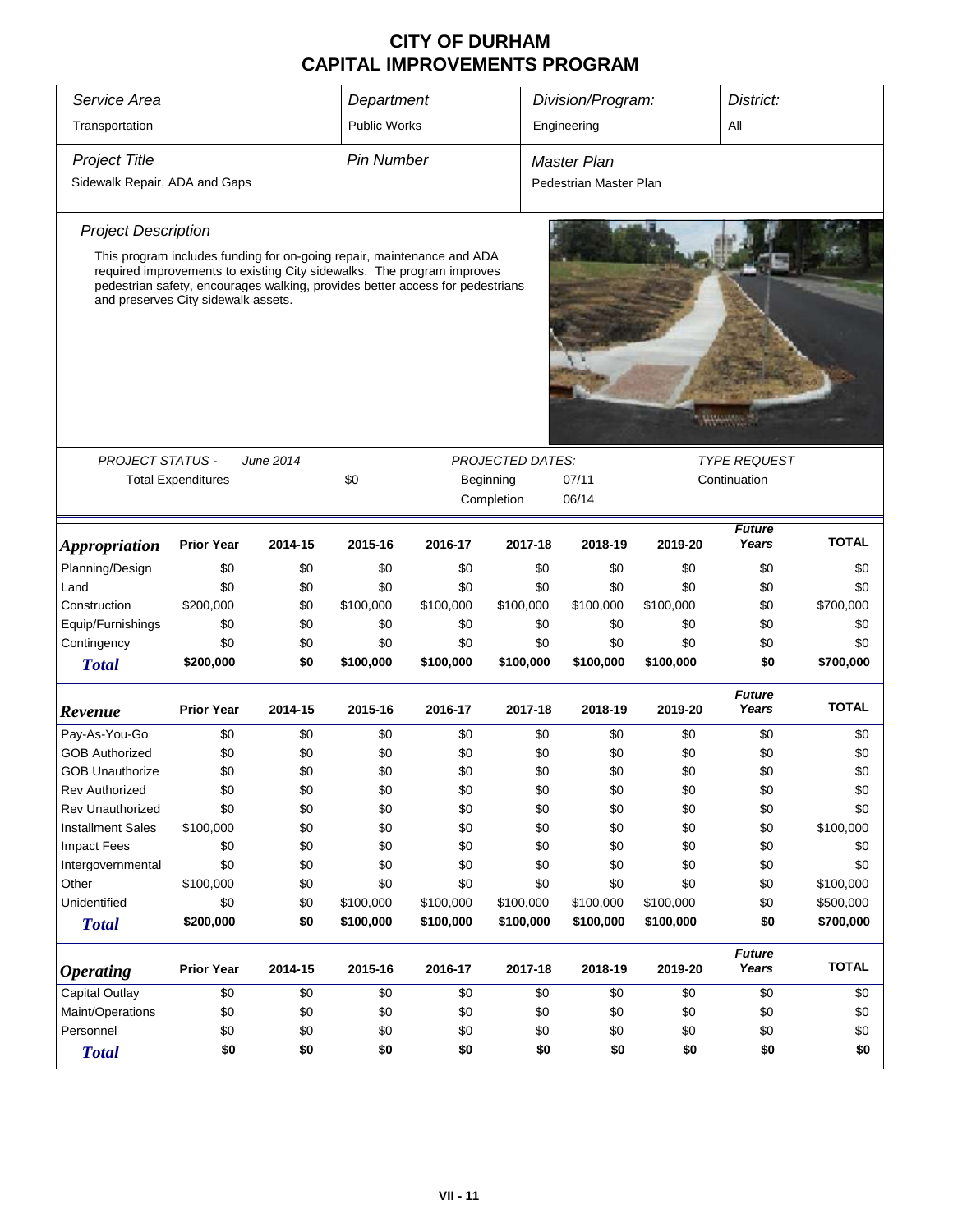# CITY OF DURHAM
# CAPITAL IMPROVEMENTS PROGRAM

| Service Area | Department | Division/Program: | District: |
|---|---|---|---|
| Transportation | Public Works | Engineering | All |

| Project Title | Pin Number | Master Plan |
|---|---|---|
| Sidewalk Repair, ADA and Gaps | | Pedestrian Master Plan |

*Project Description*

This program includes funding for on-going repair, maintenance and ADA required improvements to existing City sidewalks. The program improves pedestrian safety, encourages walking, provides better access for pedestrians and preserves City sidewalk assets.

PROJECT STATUS - June 2014

Total Expenditures: $0

PROJECTED DATES:
Beginning: 07/11
Completion: 06/14

TYPE REQUEST: Continuation

| Appropriation | Prior Year | 2014-15 | 2015-16 | 2016-17 | 2017-18 | 2018-19 | 2019-20 | Future Years | TOTAL |
|---|---|---|---|---|---|---|---|---|---|
| Planning/Design | $0 | $0 | $0 | $0 | $0 | $0 | $0 | $0 | $0 |
| Land | $0 | $0 | $0 | $0 | $0 | $0 | $0 | $0 | $0 |
| Construction | $200,000 | $0 | $100,000 | $100,000 | $100,000 | $100,000 | $100,000 | $0 | $700,000 |
| Equip/Furnishings | $0 | $0 | $0 | $0 | $0 | $0 | $0 | $0 | $0 |
| Contingency | $0 | $0 | $0 | $0 | $0 | $0 | $0 | $0 | $0 |
| **Total** | **$200,000** | **$0** | **$100,000** | **$100,000** | **$100,000** | **$100,000** | **$100,000** | **$0** | **$700,000** |

| Revenue | Prior Year | 2014-15 | 2015-16 | 2016-17 | 2017-18 | 2018-19 | 2019-20 | Future Years | TOTAL |
|---|---|---|---|---|---|---|---|---|---|
| Pay-As-You-Go | $0 | $0 | $0 | $0 | $0 | $0 | $0 | $0 | $0 |
| GOB Authorized | $0 | $0 | $0 | $0 | $0 | $0 | $0 | $0 | $0 |
| GOB Unauthorize | $0 | $0 | $0 | $0 | $0 | $0 | $0 | $0 | $0 |
| Rev Authorized | $0 | $0 | $0 | $0 | $0 | $0 | $0 | $0 | $0 |
| Rev Unauthorized | $0 | $0 | $0 | $0 | $0 | $0 | $0 | $0 | $0 |
| Installment Sales | $100,000 | $0 | $0 | $0 | $0 | $0 | $0 | $0 | $100,000 |
| Impact Fees | $0 | $0 | $0 | $0 | $0 | $0 | $0 | $0 | $0 |
| Intergovernmental | $0 | $0 | $0 | $0 | $0 | $0 | $0 | $0 | $0 |
| Other | $100,000 | $0 | $0 | $0 | $0 | $0 | $0 | $0 | $100,000 |
| Unidentified | $0 | $0 | $100,000 | $100,000 | $100,000 | $100,000 | $100,000 | $0 | $500,000 |
| **Total** | **$200,000** | **$0** | **$100,000** | **$100,000** | **$100,000** | **$100,000** | **$100,000** | **$0** | **$700,000** |

| Operating | Prior Year | 2014-15 | 2015-16 | 2016-17 | 2017-18 | 2018-19 | 2019-20 | Future Years | TOTAL |
|---|---|---|---|---|---|---|---|---|---|
| Capital Outlay | $0 | $0 | $0 | $0 | $0 | $0 | $0 | $0 | $0 |
| Maint/Operations | $0 | $0 | $0 | $0 | $0 | $0 | $0 | $0 | $0 |
| Personnel | $0 | $0 | $0 | $0 | $0 | $0 | $0 | $0 | $0 |
| **Total** | **$0** | **$0** | **$0** | **$0** | **$0** | **$0** | **$0** | **$0** | **$0** |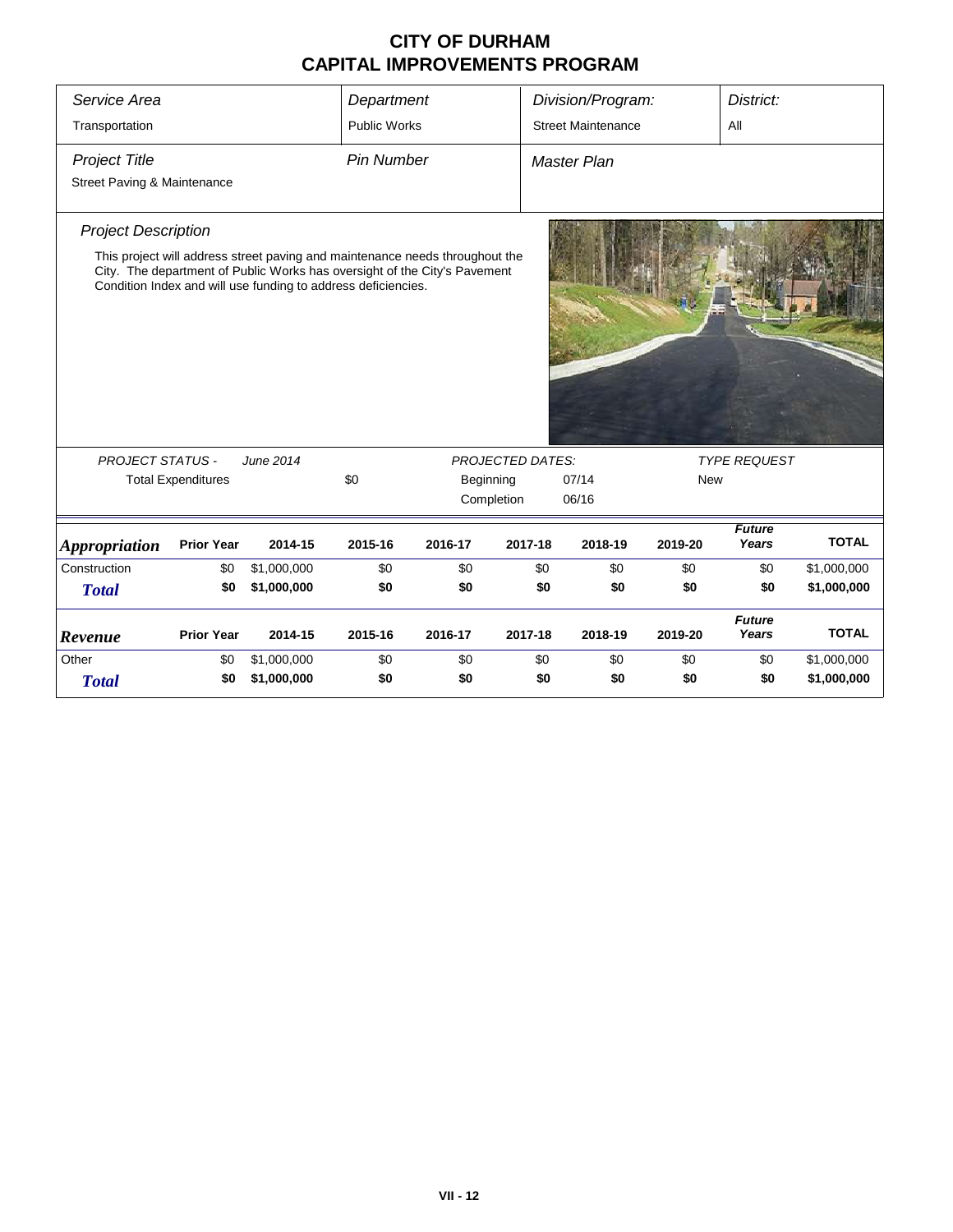# CITY OF DURHAM
# CAPITAL IMPROVEMENTS PROGRAM

| *Service Area* | *Department* | *Division/Program:* | *District:* |
|---|---|---|---|
| Transportation | Public Works | Street Maintenance | All |

| *Project Title* | *Pin Number* | *Master Plan* |
|---|---|---|
| Street Paving & Maintenance | | |

*Project Description*

This project will address street paving and maintenance needs throughout the City. The department of Public Works has oversight of the City's Pavement Condition Index and will use funding to address deficiencies.

| *PROJECT STATUS -* | *June 2014* | | *PROJECTED DATES:* | | *TYPE REQUEST* |
|---|---|---|---|---|---|
| Total Expenditures | | $0 | Beginning | 07/14 | New |
| | | | Completion | 06/16 | |

| ***Appropriation*** | **Prior Year** | **2014-15** | **2015-16** | **2016-17** | **2017-18** | **2018-19** | **2019-20** | ***Future Years*** | **TOTAL** |
|---|---|---|---|---|---|---|---|---|---|
| Construction | $0 | $1,000,000 | $0 | $0 | $0 | $0 | $0 | $0 | $1,000,000 |
| ***Total*** | **$0** | **$1,000,000** | **$0** | **$0** | **$0** | **$0** | **$0** | **$0** | **$1,000,000** |

| ***Revenue*** | **Prior Year** | **2014-15** | **2015-16** | **2016-17** | **2017-18** | **2018-19** | **2019-20** | ***Future Years*** | **TOTAL** |
|---|---|---|---|---|---|---|---|---|---|
| Other | $0 | $1,000,000 | $0 | $0 | $0 | $0 | $0 | $0 | $1,000,000 |
| ***Total*** | **$0** | **$1,000,000** | **$0** | **$0** | **$0** | **$0** | **$0** | **$0** | **$1,000,000** |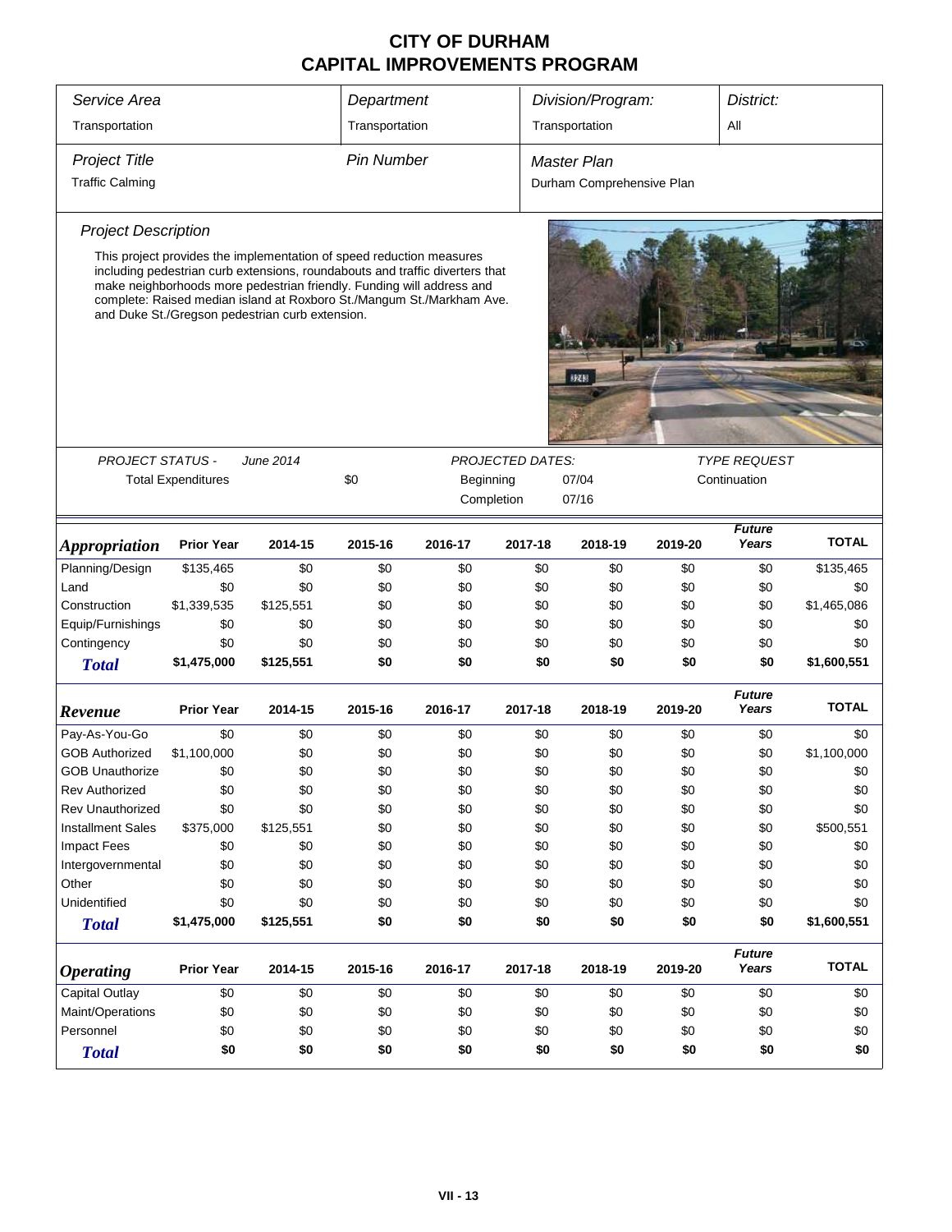# CITY OF DURHAM
# CAPITAL IMPROVEMENTS PROGRAM

| *Service Area* | *Department* | *Division/Program:* | *District:* |
|---|---|---|---|
| Transportation | Transportation | Transportation | All |

| *Project Title* | *Pin Number* | *Master Plan* |
|---|---|---|
| Traffic Calming | | Durham Comprehensive Plan |

### *Project Description*

This project provides the implementation of speed reduction measures including pedestrian curb extensions, roundabouts and traffic diverters that make neighborhoods more pedestrian friendly. Funding will address and complete: Raised median island at Roxboro St./Mangum St./Markham Ave. and Duke St./Gregson pedestrian curb extension.

| *PROJECT STATUS -* | *June 2014* | | *PROJECTED DATES:* | | *TYPE REQUEST* |
|---|---|---|---|---|---|
| Total Expenditures | | $0 | Beginning | 07/04 | Continuation |
| | | | Completion | 07/16 | |

| *Appropriation* | Prior Year | 2014-15 | 2015-16 | 2016-17 | 2017-18 | 2018-19 | 2019-20 | *Future Years* | TOTAL |
|---|---|---|---|---|---|---|---|---|---|
| Planning/Design | $135,465 | $0 | $0 | $0 | $0 | $0 | $0 | $0 | $135,465 |
| Land | $0 | $0 | $0 | $0 | $0 | $0 | $0 | $0 | $0 |
| Construction | $1,339,535 | $125,551 | $0 | $0 | $0 | $0 | $0 | $0 | $1,465,086 |
| Equip/Furnishings | $0 | $0 | $0 | $0 | $0 | $0 | $0 | $0 | $0 |
| Contingency | $0 | $0 | $0 | $0 | $0 | $0 | $0 | $0 | $0 |
| ***Total*** | **$1,475,000** | **$125,551** | **$0** | **$0** | **$0** | **$0** | **$0** | **$0** | **$1,600,551** |

| *Revenue* | Prior Year | 2014-15 | 2015-16 | 2016-17 | 2017-18 | 2018-19 | 2019-20 | *Future Years* | TOTAL |
|---|---|---|---|---|---|---|---|---|---|
| Pay-As-You-Go | $0 | $0 | $0 | $0 | $0 | $0 | $0 | $0 | $0 |
| GOB Authorized | $1,100,000 | $0 | $0 | $0 | $0 | $0 | $0 | $0 | $1,100,000 |
| GOB Unauthorize | $0 | $0 | $0 | $0 | $0 | $0 | $0 | $0 | $0 |
| Rev Authorized | $0 | $0 | $0 | $0 | $0 | $0 | $0 | $0 | $0 |
| Rev Unauthorized | $0 | $0 | $0 | $0 | $0 | $0 | $0 | $0 | $0 |
| Installment Sales | $375,000 | $125,551 | $0 | $0 | $0 | $0 | $0 | $0 | $500,551 |
| Impact Fees | $0 | $0 | $0 | $0 | $0 | $0 | $0 | $0 | $0 |
| Intergovernmental | $0 | $0 | $0 | $0 | $0 | $0 | $0 | $0 | $0 |
| Other | $0 | $0 | $0 | $0 | $0 | $0 | $0 | $0 | $0 |
| Unidentified | $0 | $0 | $0 | $0 | $0 | $0 | $0 | $0 | $0 |
| ***Total*** | **$1,475,000** | **$125,551** | **$0** | **$0** | **$0** | **$0** | **$0** | **$0** | **$1,600,551** |

| *Operating* | Prior Year | 2014-15 | 2015-16 | 2016-17 | 2017-18 | 2018-19 | 2019-20 | *Future Years* | TOTAL |
|---|---|---|---|---|---|---|---|---|---|
| Capital Outlay | $0 | $0 | $0 | $0 | $0 | $0 | $0 | $0 | $0 |
| Maint/Operations | $0 | $0 | $0 | $0 | $0 | $0 | $0 | $0 | $0 |
| Personnel | $0 | $0 | $0 | $0 | $0 | $0 | $0 | $0 | $0 |
| ***Total*** | **$0** | **$0** | **$0** | **$0** | **$0** | **$0** | **$0** | **$0** | **$0** |